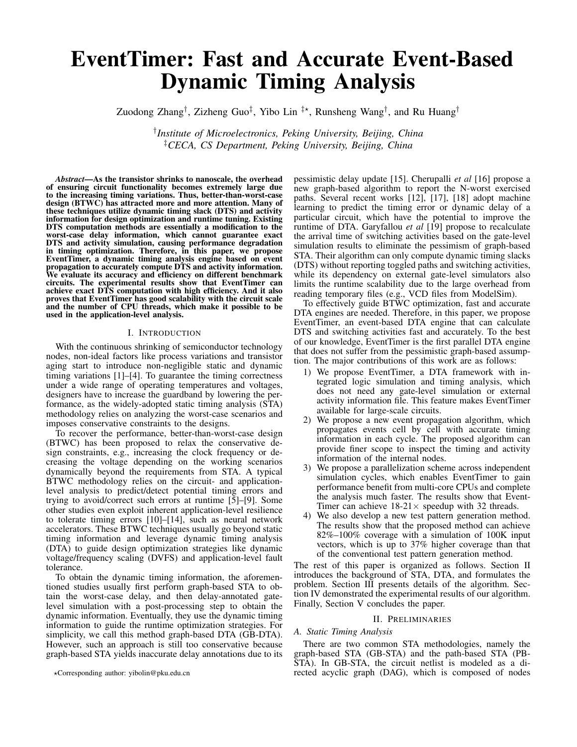# EventTimer: Fast and Accurate Event-Based Dynamic Timing Analysis

Zuodong Zhang[†], Zizheng Guo[‡], Yibo Lin [‡⋆], Runsheng Wang[†], and Ru Huang[†]

[†] *Institute of Microelectronics, Peking University, Beijing, China*
[‡] *CECA, CS Department, Peking University, Beijing, China*

***Abstract*—As the transistor shrinks to nanoscale, the overhead of ensuring circuit functionality becomes extremely large due to the increasing timing variations. Thus, better-than-worst-case design (BTWC) has attracted more and more attention. Many of these techniques utilize dynamic timing slack (DTS) and activity information for design optimization and runtime tuning. Existing DTS computation methods are essentially a modification to the worst-case delay information, which cannot guarantee exact DTS and activity simulation, causing performance degradation in timing optimization. Therefore, in this paper, we propose EventTimer, a dynamic timing analysis engine based on event propagation to accurately compute DTS and activity information. We evaluate its accuracy and efficiency on different benchmark circuits. The experimental results show that EventTimer can achieve exact DTS computation with high efficiency. And it also proves that EventTimer has good scalability with the circuit scale and the number of CPU threads, which make it possible to be used in the application-level analysis.**

## I. Introduction

With the continuous shrinking of semiconductor technology nodes, non-ideal factors like process variations and transistor aging start to introduce non-negligible static and dynamic timing variations [1]–[4]. To guarantee the timing correctness under a wide range of operating temperatures and voltages, designers have to increase the guardband by lowering the performance, as the widely-adopted static timing analysis (STA) methodology relies on analyzing the worst-case scenarios and imposes conservative constraints to the designs.

To recover the performance, better-than-worst-case design (BTWC) has been proposed to relax the conservative design constraints, e.g., increasing the clock frequency or decreasing the voltage depending on the working scenarios dynamically beyond the requirements from STA. A typical BTWC methodology relies on the circuit- and application-level analysis to predict/detect potential timing errors and trying to avoid/correct such errors at runtime [5]–[9]. Some other studies even exploit inherent application-level resilience to tolerate timing errors [10]–[14], such as neural network accelerators. These BTWC techniques usually go beyond static timing information and leverage dynamic timing analysis (DTA) to guide design optimization strategies like dynamic voltage/frequency scaling (DVFS) and application-level fault tolerance.

To obtain the dynamic timing information, the aforementioned studies usually first perform graph-based STA to obtain the worst-case delay, and then delay-annotated gate-level simulation with a post-processing step to obtain the dynamic information. Eventually, they use the dynamic timing information to guide the runtime optimization strategies. For simplicity, we call this method graph-based DTA (GB-DTA). However, such an approach is still too conservative because graph-based STA yields inaccurate delay annotations due to its pessimistic delay update [15]. Cherupalli *et al* [16] propose a new graph-based algorithm to report the N-worst exercised paths. Several recent works [12], [17], [18] adopt machine learning to predict the timing error or dynamic delay of a particular circuit, which have the potential to improve the runtime of DTA. Garyfallou *et al* [19] propose to recalculate the arrival time of switching activities based on the gate-level simulation results to eliminate the pessimism of graph-based STA. Their algorithm can only compute dynamic timing slacks (DTS) without reporting toggled paths and switching activities, while its dependency on external gate-level simulators also limits the runtime scalability due to the large overhead from reading temporary files (e.g., VCD files from ModelSim).

To effectively guide BTWC optimization, fast and accurate DTA engines are needed. Therefore, in this paper, we propose EventTimer, an event-based DTA engine that can calculate DTS and switching activities fast and accurately. To the best of our knowledge, EventTimer is the first parallel DTA engine that does not suffer from the pessimistic graph-based assumption. The major contributions of this work are as follows:

1) We propose EventTimer, a DTA framework with integrated logic simulation and timing analysis, which does not need any gate-level simulation or external activity information file. This feature makes EventTimer available for large-scale circuits.
2) We propose a new event propagation algorithm, which propagates events cell by cell with accurate timing information in each cycle. The proposed algorithm can provide finer scope to inspect the timing and activity information of the internal nodes.
3) We propose a parallelization scheme across independent simulation cycles, which enables EventTimer to gain performance benefit from multi-core CPUs and complete the analysis much faster. The results show that EventTimer can achieve 18-21× speedup with 32 threads.
4) We also develop a new test pattern generation method. The results show that the proposed method can achieve 82%–100% coverage with a simulation of 100K input vectors, which is up to 37% higher coverage than that of the conventional test pattern generation method.

The rest of this paper is organized as follows. Section II introduces the background of STA, DTA, and formulates the problem. Section III presents details of the algorithm. Section IV demonstrated the experimental results of our algorithm. Finally, Section V concludes the paper.

## II. Preliminaries

### A. Static Timing Analysis

There are two common STA methodologies, namely the graph-based STA (GB-STA) and the path-based STA (PB-STA). In GB-STA, the circuit netlist is modeled as a directed acyclic graph (DAG), which is composed of nodes

⋆Corresponding author: yibolin@pku.edu.cn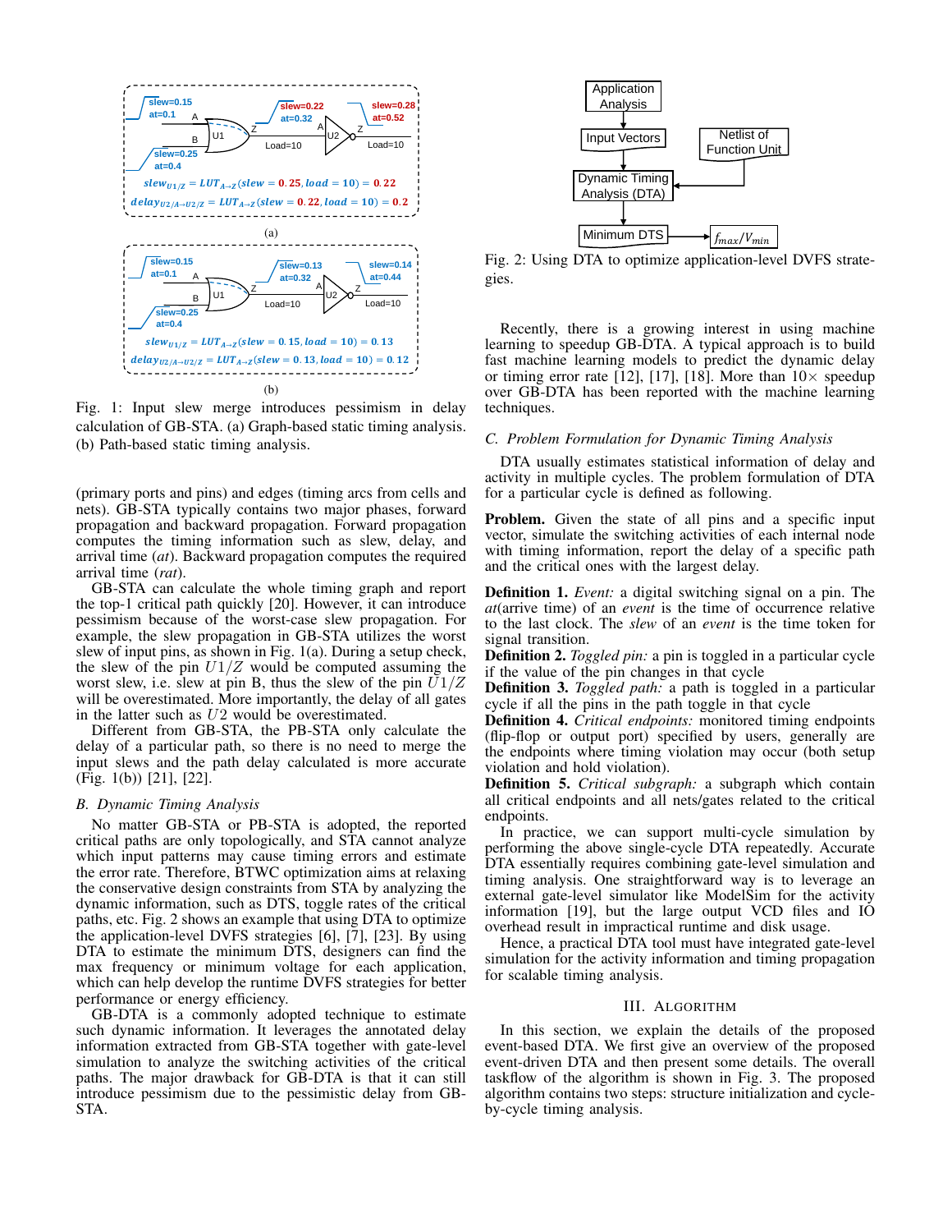(a)

(b)

Fig. 1: Input slew merge introduces pessimism in delay calculation of GB-STA. (a) Graph-based static timing analysis. (b) Path-based static timing analysis.

(primary ports and pins) and edges (timing arcs from cells and nets). GB-STA typically contains two major phases, forward propagation and backward propagation. Forward propagation computes the timing information such as slew, delay, and arrival time (*at*). Backward propagation computes the required arrival time (*rat*).

GB-STA can calculate the whole timing graph and report the top-1 critical path quickly [20]. However, it can introduce pessimism because of the worst-case slew propagation. For example, the slew propagation in GB-STA utilizes the worst slew of input pins, as shown in Fig. 1(a). During a setup check, the slew of the pin $U1/Z$ would be computed assuming the worst slew, i.e. slew at pin B, thus the slew of the pin $U1/Z$ will be overestimated. More importantly, the delay of all gates in the latter such as $U2$ would be overestimated.

Different from GB-STA, the PB-STA only calculate the delay of a particular path, so there is no need to merge the input slews and the path delay calculated is more accurate (Fig. 1(b)) [21], [22].

### *B. Dynamic Timing Analysis*

No matter GB-STA or PB-STA is adopted, the reported critical paths are only topologically, and STA cannot analyze which input patterns may cause timing errors and estimate the error rate. Therefore, BTWC optimization aims at relaxing the conservative design constraints from STA by analyzing the dynamic information, such as DTS, toggle rates of the critical paths, etc. Fig. 2 shows an example that using DTA to optimize the application-level DVFS strategies [6], [7], [23]. By using DTA to estimate the minimum DTS, designers can find the max frequency or minimum voltage for each application, which can help develop the runtime DVFS strategies for better performance or energy efficiency.

GB-DTA is a commonly adopted technique to estimate such dynamic information. It leverages the annotated delay information extracted from GB-STA together with gate-level simulation to analyze the switching activities of the critical paths. The major drawback for GB-DTA is that it can still introduce pessimism due to the pessimistic delay from GB-STA.

Fig. 2: Using DTA to optimize application-level DVFS strategies.

Recently, there is a growing interest in using machine learning to speedup GB-DTA. A typical approach is to build fast machine learning models to predict the dynamic delay or timing error rate [12], [17], [18]. More than 10× speedup over GB-DTA has been reported with the machine learning techniques.

### *C. Problem Formulation for Dynamic Timing Analysis*

DTA usually estimates statistical information of delay and activity in multiple cycles. The problem formulation of DTA for a particular cycle is defined as following.

**Problem.** Given the state of all pins and a specific input vector, simulate the switching activities of each internal node with timing information, report the delay of a specific path and the critical ones with the largest delay.

**Definition 1.** *Event:* a digital switching signal on a pin. The *at*(arrive time) of an *event* is the time of occurrence relative to the last clock. The *slew* of an *event* is the time token for signal transition.

**Definition 2.** *Toggled pin:* a pin is toggled in a particular cycle if the value of the pin changes in that cycle

**Definition 3.** *Toggled path:* a path is toggled in a particular cycle if all the pins in the path toggle in that cycle

**Definition 4.** *Critical endpoints:* monitored timing endpoints (flip-flop or output port) specified by users, generally are the endpoints where timing violation may occur (both setup violation and hold violation).

**Definition 5.** *Critical subgraph:* a subgraph which contain all critical endpoints and all nets/gates related to the critical endpoints.

In practice, we can support multi-cycle simulation by performing the above single-cycle DTA repeatedly. Accurate DTA essentially requires combining gate-level simulation and timing analysis. One straightforward way is to leverage an external gate-level simulator like ModelSim for the activity information [19], but the large output VCD files and IO overhead result in impractical runtime and disk usage.

Hence, a practical DTA tool must have integrated gate-level simulation for the activity information and timing propagation for scalable timing analysis.

## III. Algorithm

In this section, we explain the details of the proposed event-based DTA. We first give an overview of the proposed event-driven DTA and then present some details. The overall taskflow of the algorithm is shown in Fig. 3. The proposed algorithm contains two steps: structure initialization and cycle-by-cycle timing analysis.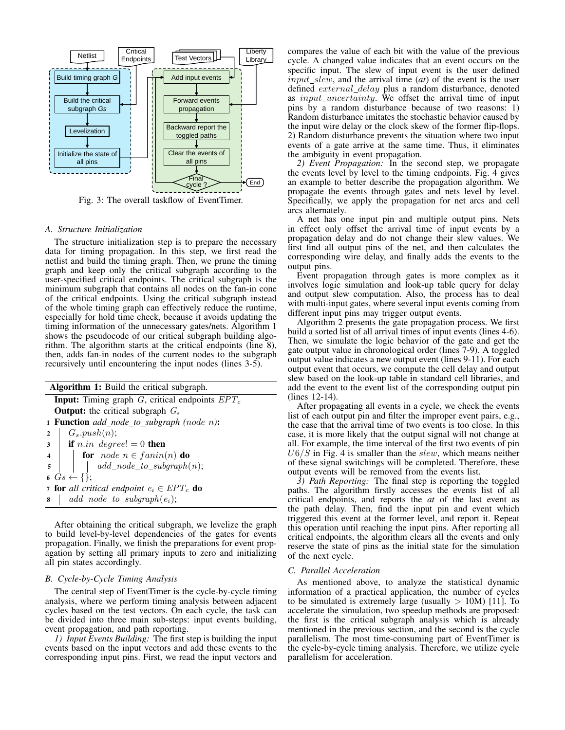Fig. 3: The overall taskflow of EventTimer.

### A. Structure Initialization

The structure initialization step is to prepare the necessary data for timing propagation. In this step, we first read the netlist and build the timing graph. Then, we prune the timing graph and keep only the critical subgraph according to the user-specified critical endpoints. The critical subgraph is the minimum subgraph that contains all nodes on the fan-in cone of the critical endpoints. Using the critical subgraph instead of the whole timing graph can effectively reduce the runtime, especially for hold time check, because it avoids updating the timing information of the unnecessary gates/nets. Algorithm 1 shows the pseudocode of our critical subgraph building algorithm. The algorithm starts at the critical endpoints (line 8), then, adds fan-in nodes of the current nodes to the subgraph recursively until encountering the input nodes (lines 3-5).

**Algorithm 1:** Build the critical subgraph.

**Input:** Timing graph $G$, critical endpoints $EPT_c$
**Output:** the critical subgraph $G_s$

```
1 Function add_node_to_subgraph(node n):
2     G_s.push(n);
3     if n.in_degree != 0 then
4         for node n ∈ fanin(n) do
5             add_node_to_subgraph(n);
6 Gs ← {};
7 for all critical endpoint e_i ∈ EPT_c do
8     add_node_to_subgraph(e_i);
```

After obtaining the critical subgraph, we levelize the graph to build level-by-level dependencies of the gates for events propagation. Finally, we finish the preparations for event propagation by setting all primary inputs to zero and initializing all pin states accordingly.

### B. Cycle-by-Cycle Timing Analysis

The central step of EventTimer is the cycle-by-cycle timing analysis, where we perform timing analysis between adjacent cycles based on the test vectors. On each cycle, the task can be divided into three main sub-steps: input events building, event propagation, and path reporting.

*1) Input Events Building:* The first step is building the input events based on the input vectors and add these events to the corresponding input pins. First, we read the input vectors and compares the value of each bit with the value of the previous cycle. A changed value indicates that an event occurs on the specific input. The slew of input event is the user defined $input\_slew$, and the arrival time (*at*) of the event is the user defined $external\_delay$ plus a random disturbance, denoted as $input\_uncertainty$. We offset the arrival time of input pins by a random disturbance because of two reasons: 1) Random disturbance imitates the stochastic behavior caused by the input wire delay or the clock skew of the former flip-flops. 2) Random disturbance prevents the situation where two input events of a gate arrive at the same time. Thus, it eliminates the ambiguity in event propagation.

*2) Event Propagation:* In the second step, we propagate the events level by level to the timing endpoints. Fig. 4 gives an example to better describe the propagation algorithm. We propagate the events through gates and nets level by level. Specifically, we apply the propagation for net arcs and cell arcs alternately.

A net has one input pin and multiple output pins. Nets in effect only offset the arrival time of input events by a propagation delay and do not change their slew values. We first find all output pins of the net, and then calculates the corresponding wire delay, and finally adds the events to the output pins.

Event propagation through gates is more complex as it involves logic simulation and look-up table query for delay and output slew computation. Also, the process has to deal with multi-input gates, where several input events coming from different input pins may trigger output events.

Algorithm 2 presents the gate propagation process. We first build a sorted list of all arrival times of input events (lines 4-6). Then, we simulate the logic behavior of the gate and get the gate output value in chronological order (lines 7-9). A toggled output value indicates a new output event (lines 9-11). For each output event that occurs, we compute the cell delay and output slew based on the look-up table in standard cell libraries, and add the event to the event list of the corresponding output pin (lines 12-14).

After propagating all events in a cycle, we check the events list of each output pin and filter the improper event pairs, e.g., the case that the arrival time of two events is too close. In this case, it is more likely that the output signal will not change at all. For example, the time interval of the first two events of pin $U6/S$ in Fig. 4 is smaller than the $slew$, which means neither of these signal switchings will be completed. Therefore, these output events will be removed from the events list.

*3) Path Reporting:* The final step is reporting the toggled paths. The algorithm firstly accesses the events list of all critical endpoints, and reports the *at* of the last event as the path delay. Then, find the input pin and event which triggered this event at the former level, and report it. Repeat this operation until reaching the input pins. After reporting all critical endpoints, the algorithm clears all the events and only reserve the state of pins as the initial state for the simulation of the next cycle.

### C. Parallel Acceleration

As mentioned above, to analyze the statistical dynamic information of a practical application, the number of cycles to be simulated is extremely large (usually $> 10$M) [11]. To accelerate the simulation, two speedup methods are proposed: the first is the critical subgraph analysis which is already mentioned in the previous section, and the second is the cycle parallelism. The most time-consuming part of EventTimer is the cycle-by-cycle timing analysis. Therefore, we utilize cycle parallelism for acceleration.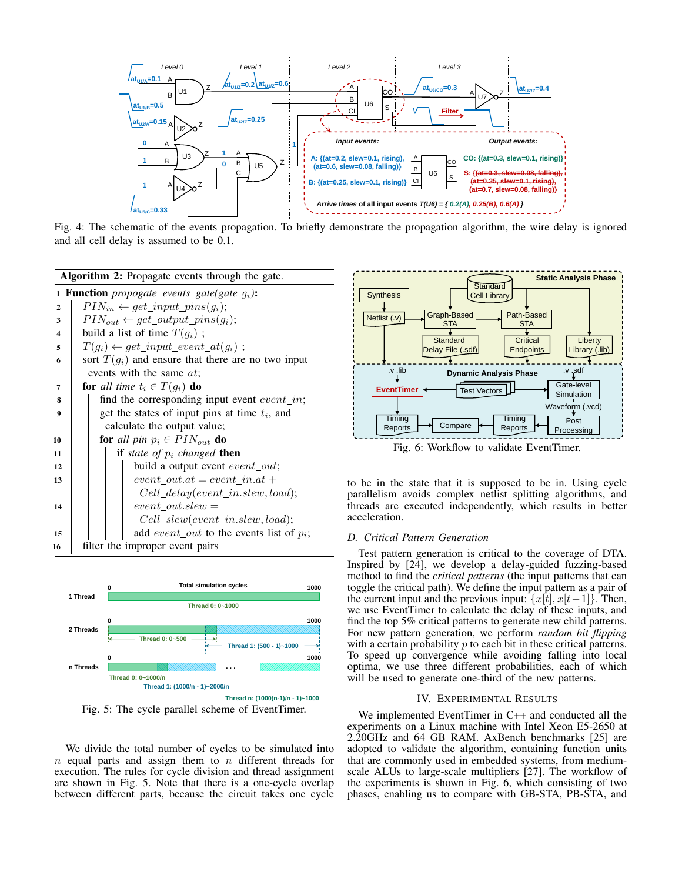Fig. 4: The schematic of the events propagation. To briefly demonstrate the propagation algorithm, the wire delay is ignored and all cell delay is assumed to be 0.1.

**Algorithm 2:** Propagate events through the gate.

```
1  Function propogate_events_gate(gate g_i):
2      PIN_in ← get_input_pins(g_i);
3      PIN_out ← get_output_pins(g_i);
4      build a list of time T(g_i) ;
5      T(g_i) ← get_input_event_at(g_i) ;
6      sort T(g_i) and ensure that there are no two input
         events with the same at;
7      for all time t_i ∈ T(g_i) do
8          find the corresponding input event event_in;
9          get the states of input pins at time t_i, and
             calculate the output value;
10         for all pin p_i ∈ PIN_out do
11             if state of p_i changed then
12                 build a output event event_out;
13                 event_out.at = event_in.at +
                     Cell_delay(event_in.slew, load);
14                 event_out.slew =
                     Cell_slew(event_in.slew, load);
15                 add event_out to the events list of p_i;
16     filter the improper event pairs
```

Fig. 5: The cycle parallel scheme of EventTimer.

We divide the total number of cycles to be simulated into $n$ equal parts and assign them to $n$ different threads for execution. The rules for cycle division and thread assignment are shown in Fig. 5. Note that there is a one-cycle overlap between different parts, because the circuit takes one cycle to be in the state that it is supposed to be in. Using cycle parallelism avoids complex netlist splitting algorithms, and threads are executed independently, which results in better acceleration.

Fig. 6: Workflow to validate EventTimer.

### *D. Critical Pattern Generation*

Test pattern generation is critical to the coverage of DTA. Inspired by [24], we develop a delay-guided fuzzing-based method to find the *critical patterns* (the input patterns that can toggle the critical path). We define the input pattern as a pair of the current input and the previous input: $\{x[t], x[t-1]\}$. Then, we use EventTimer to calculate the delay of these inputs, and find the top 5% critical patterns to generate new child patterns. For new pattern generation, we perform *random bit flipping* with a certain probability $p$ to each bit in these critical patterns. To speed up convergence while avoiding falling into local optima, we use three different probabilities, each of which will be used to generate one-third of the new patterns.

## IV. Experimental Results

We implemented EventTimer in C++ and conducted all the experiments on a Linux machine with Intel Xeon E5-2650 at 2.20GHz and 64 GB RAM. AxBench benchmarks [25] are adopted to validate the algorithm, containing function units that are commonly used in embedded systems, from medium-scale ALUs to large-scale multipliers [27]. The workflow of the experiments is shown in Fig. 6, which consisting of two phases, enabling us to compare with GB-STA, PB-STA, and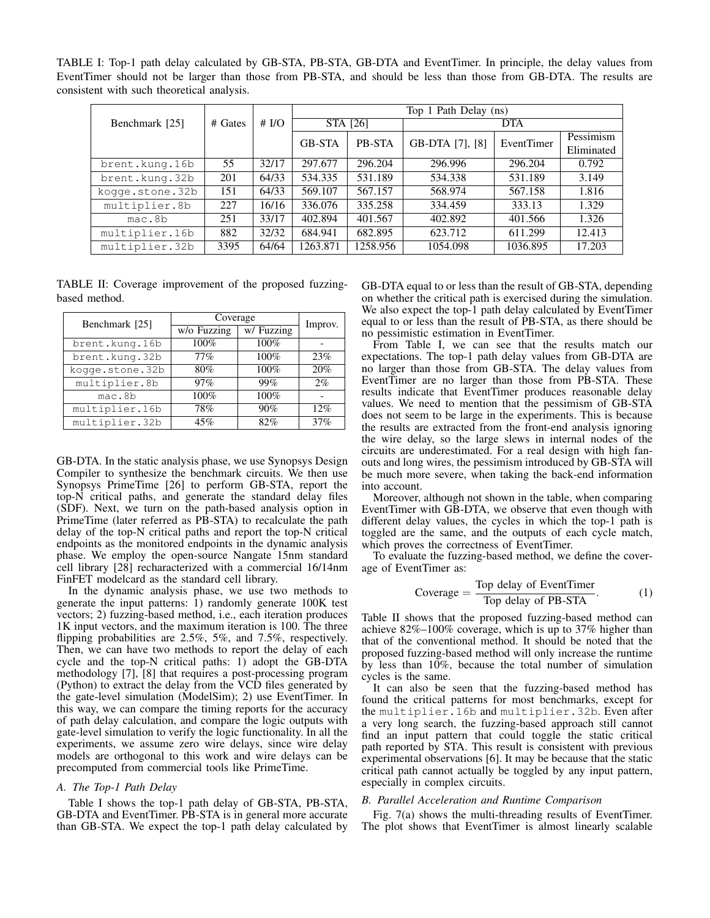TABLE I: Top-1 path delay calculated by GB-STA, PB-STA, GB-DTA and EventTimer. In principle, the delay values from EventTimer should not be larger than those from PB-STA, and should be less than those from GB-DTA. The results are consistent with such theoretical analysis.

| Benchmark [25] | # Gates | # I/O | Top 1 Path Delay (ns) | | | | |
|---|---|---|---|---|---|---|---|
| | | | STA [26] | | DTA | | |
| | | | GB-STA | PB-STA | GB-DTA [7], [8] | EventTimer | Pessimism Eliminated |
| brent.kung.16b | 55 | 32/17 | 297.677 | 296.204 | 296.996 | 296.204 | 0.792 |
| brent.kung.32b | 201 | 64/33 | 534.335 | 531.189 | 534.338 | 531.189 | 3.149 |
| kogge.stone.32b | 151 | 64/33 | 569.107 | 567.157 | 568.974 | 567.158 | 1.816 |
| multiplier.8b | 227 | 16/16 | 336.076 | 335.258 | 334.459 | 333.13 | 1.329 |
| mac.8b | 251 | 33/17 | 402.894 | 401.567 | 402.892 | 401.566 | 1.326 |
| multiplier.16b | 882 | 32/32 | 684.941 | 682.895 | 623.712 | 611.299 | 12.413 |
| multiplier.32b | 3395 | 64/64 | 1263.871 | 1258.956 | 1054.098 | 1036.895 | 17.203 |

TABLE II: Coverage improvement of the proposed fuzzing-based method.

| Benchmark [25] | Coverage | | Improv. |
|---|---|---|---|
| | w/o Fuzzing | w/ Fuzzing | |
| brent.kung.16b | 100% | 100% | - |
| brent.kung.32b | 77% | 100% | 23% |
| kogge.stone.32b | 80% | 100% | 20% |
| multiplier.8b | 97% | 99% | 2% |
| mac.8b | 100% | 100% | - |
| multiplier.16b | 78% | 90% | 12% |
| multiplier.32b | 45% | 82% | 37% |

GB-DTA. In the static analysis phase, we use Synopsys Design Compiler to synthesize the benchmark circuits. We then use Synopsys PrimeTime [26] to perform GB-STA, report the top-N critical paths, and generate the standard delay files (SDF). Next, we turn on the path-based analysis option in PrimeTime (later referred as PB-STA) to recalculate the path delay of the top-N critical paths and report the top-N critical endpoints as the monitored endpoints in the dynamic analysis phase. We employ the open-source Nangate 15nm standard cell library [28] recharacterized with a commercial 16/14nm FinFET modelcard as the standard cell library.

In the dynamic analysis phase, we use two methods to generate the input patterns: 1) randomly generate 100K test vectors; 2) fuzzing-based method, i.e., each iteration produces 1K input vectors, and the maximum iteration is 100. The three flipping probabilities are 2.5%, 5%, and 7.5%, respectively. Then, we can have two methods to report the delay of each cycle and the top-N critical paths: 1) adopt the GB-DTA methodology [7], [8] that requires a post-processing program (Python) to extract the delay from the VCD files generated by the gate-level simulation (ModelSim); 2) use EventTimer. In this way, we can compare the timing reports for the accuracy of path delay calculation, and compare the logic outputs with gate-level simulation to verify the logic functionality. In all the experiments, we assume zero wire delays, since wire delay models are orthogonal to this work and wire delays can be precomputed from commercial tools like PrimeTime.

### A. The Top-1 Path Delay

Table I shows the top-1 path delay of GB-STA, PB-STA, GB-DTA and EventTimer. PB-STA is in general more accurate than GB-STA. We expect the top-1 path delay calculated by GB-DTA equal to or less than the result of GB-STA, depending on whether the critical path is exercised during the simulation. We also expect the top-1 path delay calculated by EventTimer equal to or less than the result of PB-STA, as there should be no pessimistic estimation in EventTimer.

From Table I, we can see that the results match our expectations. The top-1 path delay values from GB-DTA are no larger than those from GB-STA. The delay values from EventTimer are no larger than those from PB-STA. These results indicate that EventTimer produces reasonable delay values. We need to mention that the pessimism of GB-STA does not seem to be large in the experiments. This is because the results are extracted from the front-end analysis ignoring the wire delay, so the large slews in internal nodes of the circuits are underestimated. For a real design with high fan-outs and long wires, the pessimism introduced by GB-STA will be much more severe, when taking the back-end information into account.

Moreover, although not shown in the table, when comparing EventTimer with GB-DTA, we observe that even though with different delay values, the cycles in which the top-1 path is toggled are the same, and the outputs of each cycle match, which proves the correctness of EventTimer.

To evaluate the fuzzing-based method, we define the coverage of EventTimer as:

$$\text{Coverage} = \frac{\text{Top delay of EventTimer}}{\text{Top delay of PB-STA}}. \tag{1}$$

Table II shows that the proposed fuzzing-based method can achieve 82%–100% coverage, which is up to 37% higher than that of the conventional method. It should be noted that the proposed fuzzing-based method will only increase the runtime by less than 10%, because the total number of simulation cycles is the same.

It can also be seen that the fuzzing-based method has found the critical patterns for most benchmarks, except for the multiplier.16b and multiplier.32b. Even after a very long search, the fuzzing-based approach still cannot find an input pattern that could toggle the static critical path reported by STA. This result is consistent with previous experimental observations [6]. It may be because that the static critical path cannot actually be toggled by any input pattern, especially in complex circuits.

### B. Parallel Acceleration and Runtime Comparison

Fig. 7(a) shows the multi-threading results of EventTimer. The plot shows that EventTimer is almost linearly scalable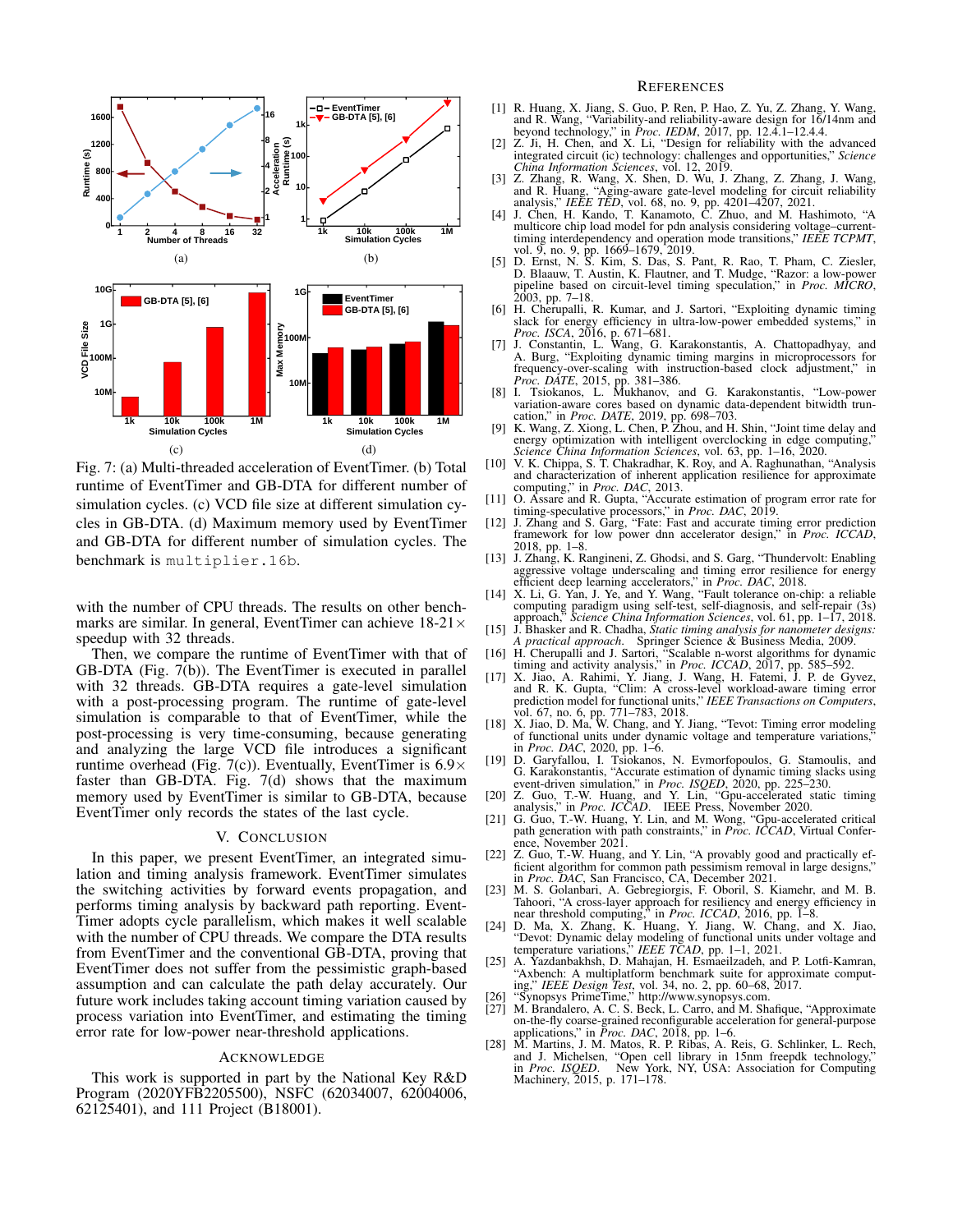(a)

Runtime (s)

1600
1200
800
400
0

Acceleration Runtime (s)

16
8
4
2
1

1 2 4 8 16 32

Number of Threads

(b)

EventTimer
GB-DTA [5], [6]

1k
100
10
1

1k 10k 100k 1M

Simulation Cycles

(c)

VCD File Size

10G
1G
100M
10M

GB-DTA [5], [6]

1k 10k 100k 1M

Simulation Cycles

(d)

Max Memory

1G
100M
10M

EventTimer
GB-DTA [5], [6]

1k 10k 100k 1M

Simulation Cycles

Fig. 7: (a) Multi-threaded acceleration of EventTimer. (b) Total runtime of EventTimer and GB-DTA for different number of simulation cycles. (c) VCD file size at different simulation cycles in GB-DTA. (d) Maximum memory used by EventTimer and GB-DTA for different number of simulation cycles. The benchmark is `multiplier.16b`.

with the number of CPU threads. The results on other benchmarks are similar. In general, EventTimer can achieve 18-21× speedup with 32 threads.

Then, we compare the runtime of EventTimer with that of GB-DTA (Fig. 7(b)). The EventTimer is executed in parallel with 32 threads. GB-DTA requires a gate-level simulation with a post-processing program. The runtime of gate-level simulation is comparable to that of EventTimer, while the post-processing is very time-consuming, because generating and analyzing the large VCD file introduces a significant runtime overhead (Fig. 7(c)). Eventually, EventTimer is 6.9× faster than GB-DTA. Fig. 7(d) shows that the maximum memory used by EventTimer is similar to GB-DTA, because EventTimer only records the states of the last cycle.

## V. Conclusion

In this paper, we present EventTimer, an integrated simulation and timing analysis framework. EventTimer simulates the switching activities by forward events propagation, and performs timing analysis by backward path reporting. EventTimer adopts cycle parallelism, which makes it well scalable with the number of CPU threads. We compare the DTA results from EventTimer and the conventional GB-DTA, proving that EventTimer does not suffer from the pessimistic graph-based assumption and can calculate the path delay accurately. Our future work includes taking account timing variation caused by process variation into EventTimer, and estimating the timing error rate for low-power near-threshold applications.

## Acknowledge

This work is supported in part by the National Key R&D Program (2020YFB2205500), NSFC (62034007, 62004006, 62125401), and 111 Project (B18001).

## References

[1] R. Huang, X. Jiang, S. Guo, P. Ren, P. Hao, Z. Yu, Z. Zhang, Y. Wang, and R. Wang, "Variability-and reliability-aware design for 16/14nm and beyond technology," in *Proc. IEDM*, 2017, pp. 12.4.1–12.4.4.

[2] Z. Ji, H. Chen, and X. Li, "Design for reliability with the advanced integrated circuit (ic) technology: challenges and opportunities," *Science China Information Sciences*, vol. 12, 2019.

[3] Z. Zhang, R. Wang, X. Shen, D. Wu, J. Zhang, Z. Zhang, J. Wang, and R. Huang, "Aging-aware gate-level modeling for circuit reliability analysis," *IEEE TED*, vol. 68, no. 9, pp. 4201–4207, 2021.

[4] J. Chen, H. Kando, T. Kanamoto, C. Zhuo, and M. Hashimoto, "A multicore chip load model for pdn analysis considering voltage–current-timing interdependency and operation mode transitions," *IEEE TCPMT*, vol. 9, no. 9, pp. 1669–1679, 2019.

[5] D. Ernst, N. S. Kim, S. Das, S. Pant, R. Rao, T. Pham, C. Ziesler, D. Blaauw, T. Austin, K. Flautner, and T. Mudge, "Razor: a low-power pipeline based on circuit-level timing speculation," in *Proc. MICRO*, 2003, pp. 7–18.

[6] H. Cherupalli, R. Kumar, and J. Sartori, "Exploiting dynamic timing slack for energy efficiency in ultra-low-power embedded systems," in *Proc. ISCA*, 2016, p. 671–681.

[7] J. Constantin, L. Wang, G. Karakonstantis, A. Chattopadhyay, and A. Burg, "Exploiting dynamic timing margins in microprocessors for frequency-over-scaling with instruction-based clock adjustment," in *Proc. DATE*, 2015, pp. 381–386.

[8] I. Tsiokanos, L. Mukhanov, and G. Karakonstantis, "Low-power variation-aware cores based on dynamic data-dependent bitwidth truncation," in *Proc. DATE*, 2019, pp. 698–703.

[9] K. Wang, Z. Xiong, L. Chen, P. Zhou, and H. Shin, "Joint time delay and energy optimization with intelligent overclocking in edge computing," *Science China Information Sciences*, vol. 63, pp. 1–16, 2020.

[10] V. K. Chippa, S. T. Chakradhar, K. Roy, and A. Raghunathan, "Analysis and characterization of inherent application resilience for approximate computing," in *Proc. DAC*, 2013.

[11] O. Assare and R. Gupta, "Accurate estimation of program error rate for timing-speculative processors," in *Proc. DAC*, 2019.

[12] J. Zhang and S. Garg, "Fate: Fast and accurate timing error prediction framework for low power dnn accelerator design," in *Proc. ICCAD*, 2018, pp. 1–8.

[13] J. Zhang, K. Rangineni, Z. Ghodsi, and S. Garg, "Thundervolt: Enabling aggressive voltage underscaling and timing error resilience for energy efficient deep learning accelerators," in *Proc. DAC*, 2018.

[14] X. Li, G. Yan, J. Ye, and Y. Wang, "Fault tolerance on-chip: a reliable computing paradigm using self-test, self-diagnosis, and self-repair (3s) approach," *Science China Information Sciences*, vol. 61, pp. 1–17, 2018.

[15] J. Bhasker and R. Chadha, *Static timing analysis for nanometer designs: A practical approach*. Springer Science & Business Media, 2009.

[16] H. Cherupalli and J. Sartori, "Scalable n-worst algorithms for dynamic timing and activity analysis," in *Proc. ICCAD*, 2017, pp. 585–592.

[17] X. Jiao, A. Rahimi, Y. Jiang, J. Wang, H. Fatemi, J. P. de Gyvez, and R. K. Gupta, "Clim: A cross-level workload-aware timing error prediction model for functional units," *IEEE Transactions on Computers*, vol. 67, no. 6, pp. 771–783, 2018.

[18] X. Jiao, D. Ma, W. Chang, and Y. Jiang, "Tevot: Timing error modeling of functional units under dynamic voltage and temperature variations," in *Proc. DAC*, 2020, pp. 1–6.

[19] D. Garyfallou, I. Tsiokanos, N. Evmorfopoulos, G. Stamoulis, and G. Karakonstantis, "Accurate estimation of dynamic timing slacks using event-driven simulation," in *Proc. ISQED*, 2020, pp. 225–230.

[20] Z. Guo, T.-W. Huang, and Y. Lin, "Gpu-accelerated static timing analysis," in *Proc. ICCAD*. IEEE Press, November 2020.

[21] G. Guo, T.-W. Huang, Y. Lin, and M. Wong, "Gpu-accelerated critical path generation with path constraints," in *Proc. ICCAD*, Virtual Conference, November 2021.

[22] Z. Guo, T.-W. Huang, and Y. Lin, "A provably good and practically efficient algorithm for common path pessimism removal in large designs," in *Proc. DAC*, San Francisco, CA, December 2021.

[23] M. S. Golanbari, A. Gebregiorgis, F. Oboril, S. Kiamehr, and M. B. Tahoori, "A cross-layer approach for resiliency and energy efficiency in near threshold computing," in *Proc. ICCAD*, 2016, pp. 1–8.

[24] D. Ma, X. Zhang, K. Huang, Y. Jiang, W. Chang, and X. Jiao, "Devot: Dynamic delay modeling of functional units under voltage and temperature variations," *IEEE TCAD*, pp. 1–1, 2021.

[25] A. Yazdanbakhsh, D. Mahajan, H. Esmaeilzadeh, and P. Lotfi-Kamran, "Axbench: A multiplatform benchmark suite for approximate computing," *IEEE Design Test*, vol. 34, no. 2, pp. 60–68, 2017.

[26] "Synopsys PrimeTime," http://www.synopsys.com.

[27] M. Brandalero, A. C. S. Beck, L. Carro, and M. Shafique, "Approximate on-the-fly coarse-grained reconfigurable acceleration for general-purpose applications," in *Proc. DAC*, 2018, pp. 1–6.

[28] M. Martins, J. M. Matos, R. P. Ribas, A. Reis, G. Schlinker, L. Rech, and J. Michelsen, "Open cell library in 15nm freepdk technology," in *Proc. ISQED*. New York, NY, USA: Association for Computing Machinery, 2015, p. 171–178.